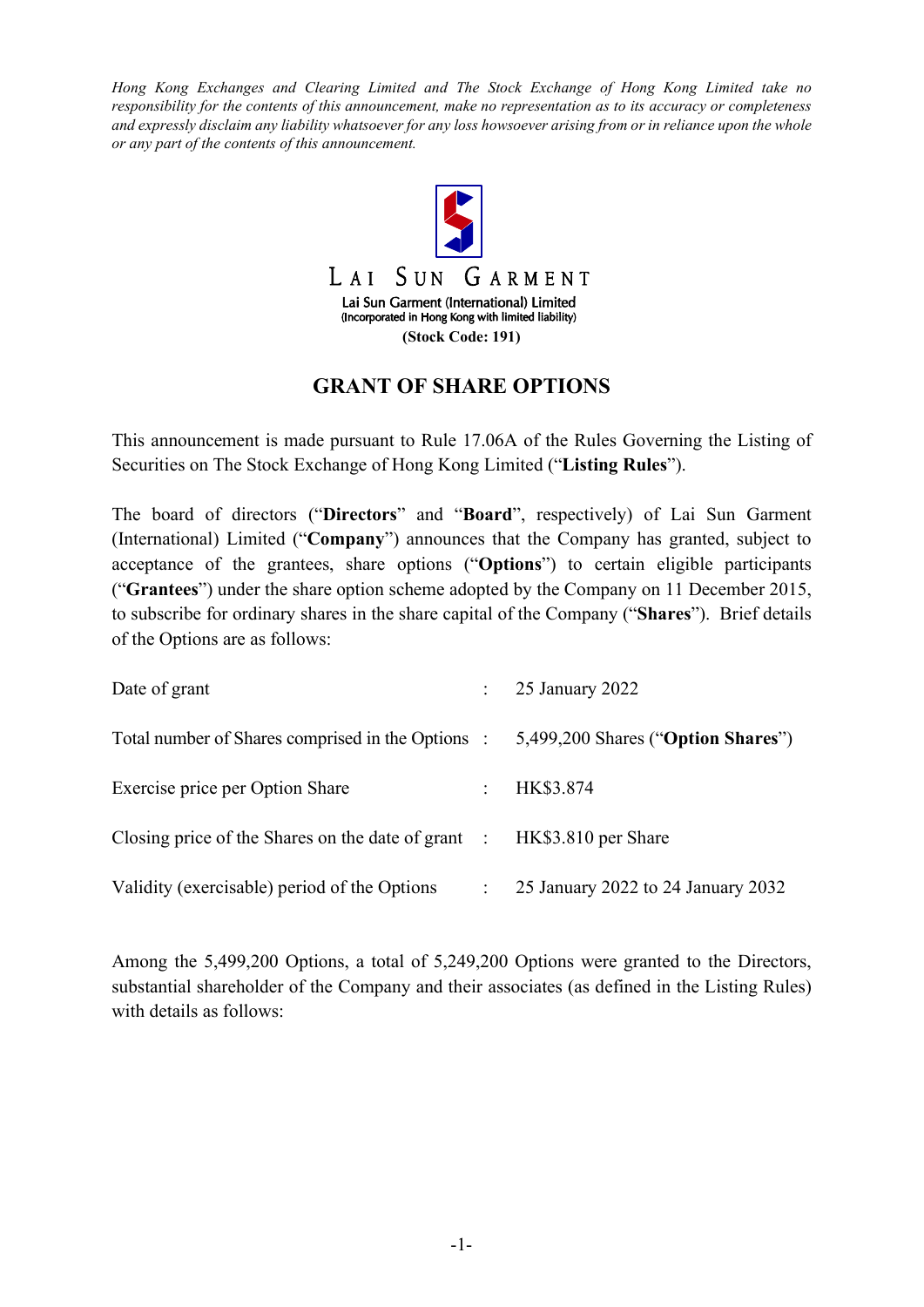*Hong Kong Exchanges and Clearing Limited and The Stock Exchange of Hong Kong Limited take no responsibility for the contents of this announcement, make no representation as to its accuracy or completeness and expressly disclaim any liability whatsoever for any loss howsoever arising from or in reliance upon the whole or any part of the contents of this announcement.*

LAI SUN GARMENT

Lai Sun Garment (International) Limited
(Incorporated in Hong Kong with limited liability)
**(Stock Code: 191)**

# GRANT OF SHARE OPTIONS

This announcement is made pursuant to Rule 17.06A of the Rules Governing the Listing of Securities on The Stock Exchange of Hong Kong Limited ("**Listing Rules**").

The board of directors ("**Directors**" and "**Board**", respectively) of Lai Sun Garment (International) Limited ("**Company**") announces that the Company has granted, subject to acceptance of the grantees, share options ("**Options**") to certain eligible participants ("**Grantees**") under the share option scheme adopted by the Company on 11 December 2015, to subscribe for ordinary shares in the share capital of the Company ("**Shares**"). Brief details of the Options are as follows:

| | | |
|---|---|---|
| Date of grant | : | 25 January 2022 |
| Total number of Shares comprised in the Options | : | 5,499,200 Shares ("**Option Shares**") |
| Exercise price per Option Share | : | HK$3.874 |
| Closing price of the Shares on the date of grant | : | HK$3.810 per Share |
| Validity (exercisable) period of the Options | : | 25 January 2022 to 24 January 2032 |

Among the 5,499,200 Options, a total of 5,249,200 Options were granted to the Directors, substantial shareholder of the Company and their associates (as defined in the Listing Rules) with details as follows: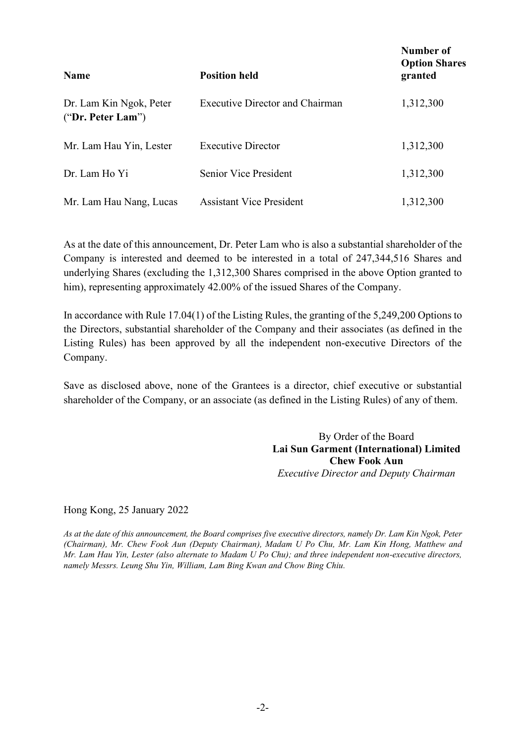| Name | Position held | Number of Option Shares granted |
|---|---|---|
| Dr. Lam Kin Ngok, Peter (“**Dr. Peter Lam**”) | Executive Director and Chairman | 1,312,300 |
| Mr. Lam Hau Yin, Lester | Executive Director | 1,312,300 |
| Dr. Lam Ho Yi | Senior Vice President | 1,312,300 |
| Mr. Lam Hau Nang, Lucas | Assistant Vice President | 1,312,300 |

As at the date of this announcement, Dr. Peter Lam who is also a substantial shareholder of the Company is interested and deemed to be interested in a total of 247,344,516 Shares and underlying Shares (excluding the 1,312,300 Shares comprised in the above Option granted to him), representing approximately 42.00% of the issued Shares of the Company.

In accordance with Rule 17.04(1) of the Listing Rules, the granting of the 5,249,200 Options to the Directors, substantial shareholder of the Company and their associates (as defined in the Listing Rules) has been approved by all the independent non-executive Directors of the Company.

Save as disclosed above, none of the Grantees is a director, chief executive or substantial shareholder of the Company, or an associate (as defined in the Listing Rules) of any of them.

By Order of the Board
**Lai Sun Garment (International) Limited**
**Chew Fook Aun**
*Executive Director and Deputy Chairman*

Hong Kong, 25 January 2022

*As at the date of this announcement, the Board comprises five executive directors, namely Dr. Lam Kin Ngok, Peter (Chairman), Mr. Chew Fook Aun (Deputy Chairman), Madam U Po Chu, Mr. Lam Kin Hong, Matthew and Mr. Lam Hau Yin, Lester (also alternate to Madam U Po Chu); and three independent non-executive directors, namely Messrs. Leung Shu Yin, William, Lam Bing Kwan and Chow Bing Chiu.*